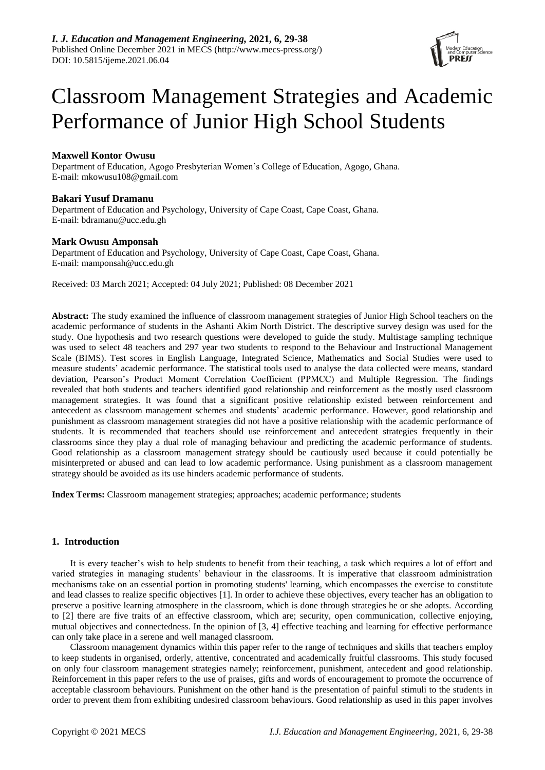# Classroom Management Strategies and Academic Performance of Junior High School Students

**Maxwell Kontor Owusu**

Department of Education, Agogo Presbyterian Women's College of Education, Agogo, Ghana.
E-mail: mkowusu108@gmail.com

**Bakari Yusuf Dramanu**

Department of Education and Psychology, University of Cape Coast, Cape Coast, Ghana.
E-mail: bdramanu@ucc.edu.gh

**Mark Owusu Amponsah**

Department of Education and Psychology, University of Cape Coast, Cape Coast, Ghana.
E-mail: mamponsah@ucc.edu.gh

Received: 03 March 2021; Accepted: 04 July 2021; Published: 08 December 2021

**Abstract:** The study examined the influence of classroom management strategies of Junior High School teachers on the academic performance of students in the Ashanti Akim North District. The descriptive survey design was used for the study. One hypothesis and two research questions were developed to guide the study. Multistage sampling technique was used to select 48 teachers and 297 year two students to respond to the Behaviour and Instructional Management Scale (BIMS). Test scores in English Language, Integrated Science, Mathematics and Social Studies were used to measure students' academic performance. The statistical tools used to analyse the data collected were means, standard deviation, Pearson's Product Moment Correlation Coefficient (PPMCC) and Multiple Regression. The findings revealed that both students and teachers identified good relationship and reinforcement as the mostly used classroom management strategies. It was found that a significant positive relationship existed between reinforcement and antecedent as classroom management schemes and students' academic performance. However, good relationship and punishment as classroom management strategies did not have a positive relationship with the academic performance of students. It is recommended that teachers should use reinforcement and antecedent strategies frequently in their classrooms since they play a dual role of managing behaviour and predicting the academic performance of students. Good relationship as a classroom management strategy should be cautiously used because it could potentially be misinterpreted or abused and can lead to low academic performance. Using punishment as a classroom management strategy should be avoided as its use hinders academic performance of students.

**Index Terms:** Classroom management strategies; approaches; academic performance; students

## 1. Introduction

It is every teacher's wish to help students to benefit from their teaching, a task which requires a lot of effort and varied strategies in managing students' behaviour in the classrooms. It is imperative that classroom administration mechanisms take on an essential portion in promoting students' learning, which encompasses the exercise to constitute and lead classes to realize specific objectives [1]. In order to achieve these objectives, every teacher has an obligation to preserve a positive learning atmosphere in the classroom, which is done through strategies he or she adopts. According to [2] there are five traits of an effective classroom, which are; security, open communication, collective enjoying, mutual objectives and connectedness. In the opinion of [3, 4] effective teaching and learning for effective performance can only take place in a serene and well managed classroom.

Classroom management dynamics within this paper refer to the range of techniques and skills that teachers employ to keep students in organised, orderly, attentive, concentrated and academically fruitful classrooms. This study focused on only four classroom management strategies namely; reinforcement, punishment, antecedent and good relationship. Reinforcement in this paper refers to the use of praises, gifts and words of encouragement to promote the occurrence of acceptable classroom behaviours. Punishment on the other hand is the presentation of painful stimuli to the students in order to prevent them from exhibiting undesired classroom behaviours. Good relationship as used in this paper involves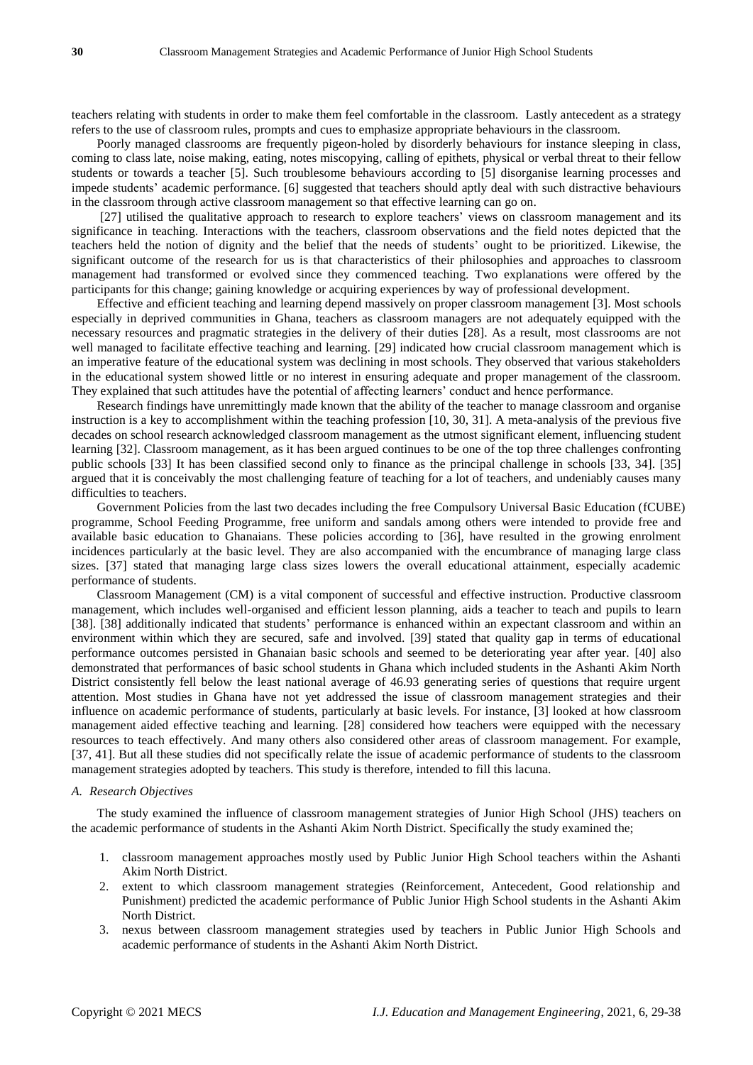teachers relating with students in order to make them feel comfortable in the classroom. Lastly antecedent as a strategy refers to the use of classroom rules, prompts and cues to emphasize appropriate behaviours in the classroom.

Poorly managed classrooms are frequently pigeon-holed by disorderly behaviours for instance sleeping in class, coming to class late, noise making, eating, notes miscopying, calling of epithets, physical or verbal threat to their fellow students or towards a teacher [5]. Such troublesome behaviours according to [5] disorganise learning processes and impede students' academic performance. [6] suggested that teachers should aptly deal with such distractive behaviours in the classroom through active classroom management so that effective learning can go on.

[27] utilised the qualitative approach to research to explore teachers' views on classroom management and its significance in teaching. Interactions with the teachers, classroom observations and the field notes depicted that the teachers held the notion of dignity and the belief that the needs of students' ought to be prioritized. Likewise, the significant outcome of the research for us is that characteristics of their philosophies and approaches to classroom management had transformed or evolved since they commenced teaching. Two explanations were offered by the participants for this change; gaining knowledge or acquiring experiences by way of professional development.

Effective and efficient teaching and learning depend massively on proper classroom management [3]. Most schools especially in deprived communities in Ghana, teachers as classroom managers are not adequately equipped with the necessary resources and pragmatic strategies in the delivery of their duties [28]. As a result, most classrooms are not well managed to facilitate effective teaching and learning. [29] indicated how crucial classroom management which is an imperative feature of the educational system was declining in most schools. They observed that various stakeholders in the educational system showed little or no interest in ensuring adequate and proper management of the classroom. They explained that such attitudes have the potential of affecting learners' conduct and hence performance.

Research findings have unremittingly made known that the ability of the teacher to manage classroom and organise instruction is a key to accomplishment within the teaching profession [10, 30, 31]. A meta-analysis of the previous five decades on school research acknowledged classroom management as the utmost significant element, influencing student learning [32]. Classroom management, as it has been argued continues to be one of the top three challenges confronting public schools [33] It has been classified second only to finance as the principal challenge in schools [33, 34]. [35] argued that it is conceivably the most challenging feature of teaching for a lot of teachers, and undeniably causes many difficulties to teachers.

Government Policies from the last two decades including the free Compulsory Universal Basic Education (fCUBE) programme, School Feeding Programme, free uniform and sandals among others were intended to provide free and available basic education to Ghanaians. These policies according to [36], have resulted in the growing enrolment incidences particularly at the basic level. They are also accompanied with the encumbrance of managing large class sizes. [37] stated that managing large class sizes lowers the overall educational attainment, especially academic performance of students.

Classroom Management (CM) is a vital component of successful and effective instruction. Productive classroom management, which includes well-organised and efficient lesson planning, aids a teacher to teach and pupils to learn [38]. [38] additionally indicated that students' performance is enhanced within an expectant classroom and within an environment within which they are secured, safe and involved. [39] stated that quality gap in terms of educational performance outcomes persisted in Ghanaian basic schools and seemed to be deteriorating year after year. [40] also demonstrated that performances of basic school students in Ghana which included students in the Ashanti Akim North District consistently fell below the least national average of 46.93 generating series of questions that require urgent attention. Most studies in Ghana have not yet addressed the issue of classroom management strategies and their influence on academic performance of students, particularly at basic levels. For instance, [3] looked at how classroom management aided effective teaching and learning. [28] considered how teachers were equipped with the necessary resources to teach effectively. And many others also considered other areas of classroom management. For example, [37, 41]. But all these studies did not specifically relate the issue of academic performance of students to the classroom management strategies adopted by teachers. This study is therefore, intended to fill this lacuna.

### *A. Research Objectives*

The study examined the influence of classroom management strategies of Junior High School (JHS) teachers on the academic performance of students in the Ashanti Akim North District. Specifically the study examined the;

1. classroom management approaches mostly used by Public Junior High School teachers within the Ashanti Akim North District.
2. extent to which classroom management strategies (Reinforcement, Antecedent, Good relationship and Punishment) predicted the academic performance of Public Junior High School students in the Ashanti Akim North District.
3. nexus between classroom management strategies used by teachers in Public Junior High Schools and academic performance of students in the Ashanti Akim North District.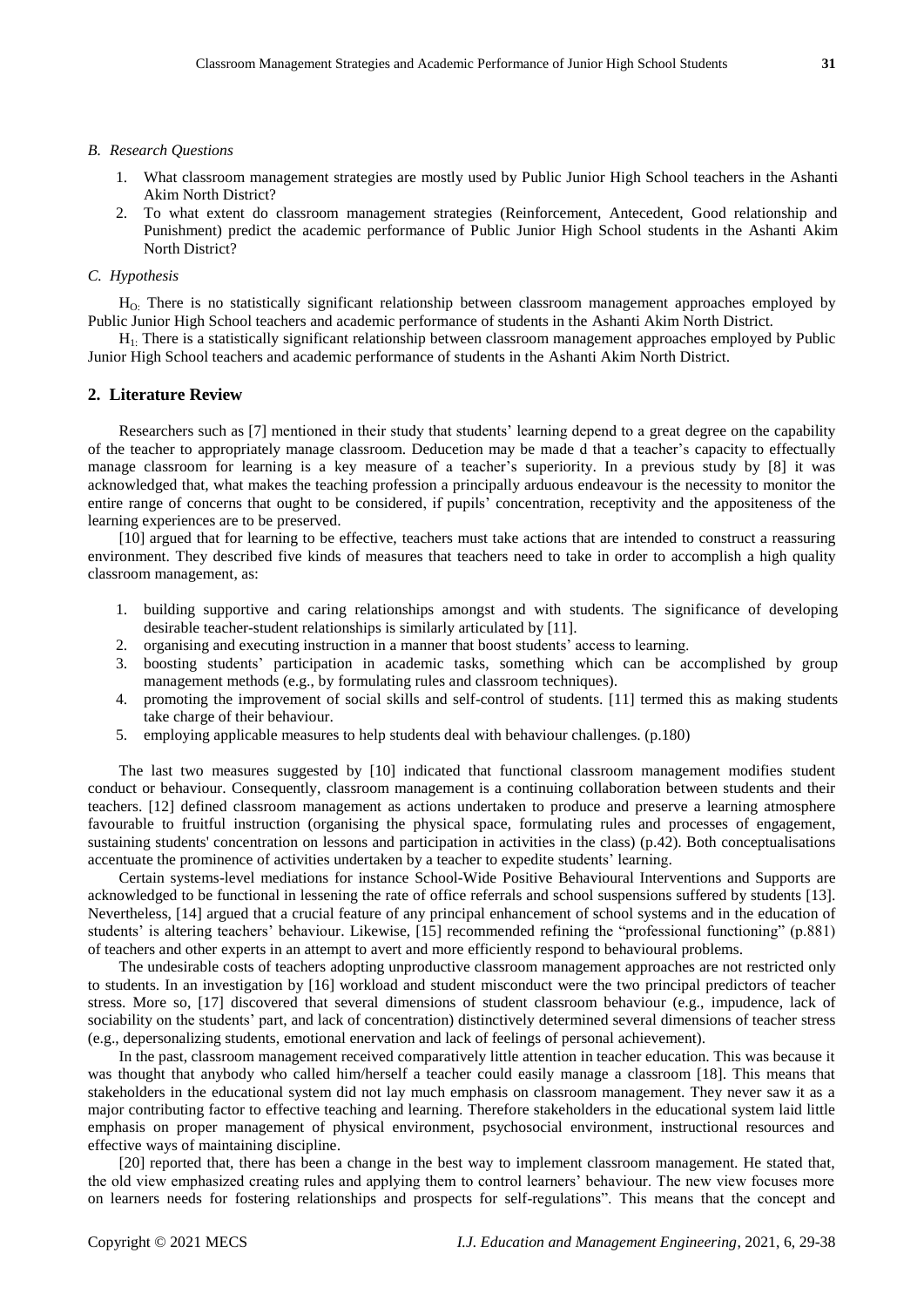### *B. Research Questions*

1. What classroom management strategies are mostly used by Public Junior High School teachers in the Ashanti Akim North District?
2. To what extent do classroom management strategies (Reinforcement, Antecedent, Good relationship and Punishment) predict the academic performance of Public Junior High School students in the Ashanti Akim North District?

### *C. Hypothesis*

$H_{O:}$ There is no statistically significant relationship between classroom management approaches employed by Public Junior High School teachers and academic performance of students in the Ashanti Akim North District.

$H_{1:}$ There is a statistically significant relationship between classroom management approaches employed by Public Junior High School teachers and academic performance of students in the Ashanti Akim North District.

## 2. Literature Review

Researchers such as [7] mentioned in their study that students' learning depend to a great degree on the capability of the teacher to appropriately manage classroom. Deducetion may be made d that a teacher's capacity to effectually manage classroom for learning is a key measure of a teacher's superiority. In a previous study by [8] it was acknowledged that, what makes the teaching profession a principally arduous endeavour is the necessity to monitor the entire range of concerns that ought to be considered, if pupils' concentration, receptivity and the appositeness of the learning experiences are to be preserved.

[10] argued that for learning to be effective, teachers must take actions that are intended to construct a reassuring environment. They described five kinds of measures that teachers need to take in order to accomplish a high quality classroom management, as:

1. building supportive and caring relationships amongst and with students. The significance of developing desirable teacher-student relationships is similarly articulated by [11].
2. organising and executing instruction in a manner that boost students' access to learning.
3. boosting students' participation in academic tasks, something which can be accomplished by group management methods (e.g., by formulating rules and classroom techniques).
4. promoting the improvement of social skills and self-control of students. [11] termed this as making students take charge of their behaviour.
5. employing applicable measures to help students deal with behaviour challenges. (p.180)

The last two measures suggested by [10] indicated that functional classroom management modifies student conduct or behaviour. Consequently, classroom management is a continuing collaboration between students and their teachers. [12] defined classroom management as actions undertaken to produce and preserve a learning atmosphere favourable to fruitful instruction (organising the physical space, formulating rules and processes of engagement, sustaining students' concentration on lessons and participation in activities in the class) (p.42). Both conceptualisations accentuate the prominence of activities undertaken by a teacher to expedite students' learning.

Certain systems-level mediations for instance School-Wide Positive Behavioural Interventions and Supports are acknowledged to be functional in lessening the rate of office referrals and school suspensions suffered by students [13]. Nevertheless, [14] argued that a crucial feature of any principal enhancement of school systems and in the education of students' is altering teachers' behaviour. Likewise, [15] recommended refining the "professional functioning" (p.881) of teachers and other experts in an attempt to avert and more efficiently respond to behavioural problems.

The undesirable costs of teachers adopting unproductive classroom management approaches are not restricted only to students. In an investigation by [16] workload and student misconduct were the two principal predictors of teacher stress. More so, [17] discovered that several dimensions of student classroom behaviour (e.g., impudence, lack of sociability on the students' part, and lack of concentration) distinctively determined several dimensions of teacher stress (e.g., depersonalizing students, emotional enervation and lack of feelings of personal achievement).

In the past, classroom management received comparatively little attention in teacher education. This was because it was thought that anybody who called him/herself a teacher could easily manage a classroom [18]. This means that stakeholders in the educational system did not lay much emphasis on classroom management. They never saw it as a major contributing factor to effective teaching and learning. Therefore stakeholders in the educational system laid little emphasis on proper management of physical environment, psychosocial environment, instructional resources and effective ways of maintaining discipline.

[20] reported that, there has been a change in the best way to implement classroom management. He stated that, the old view emphasized creating rules and applying them to control learners' behaviour. The new view focuses more on learners needs for fostering relationships and prospects for self-regulations". This means that the concept and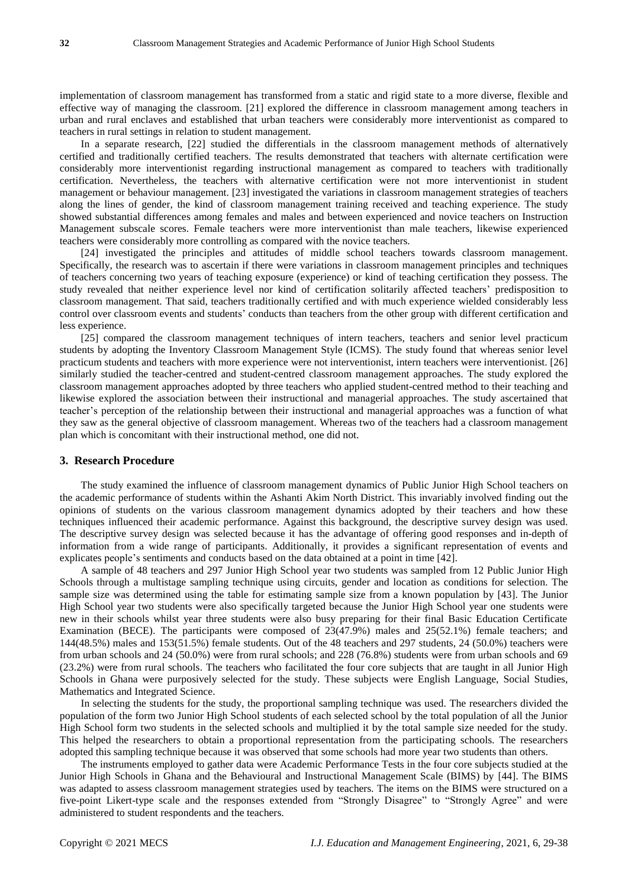implementation of classroom management has transformed from a static and rigid state to a more diverse, flexible and effective way of managing the classroom. [21] explored the difference in classroom management among teachers in urban and rural enclaves and established that urban teachers were considerably more interventionist as compared to teachers in rural settings in relation to student management.

In a separate research, [22] studied the differentials in the classroom management methods of alternatively certified and traditionally certified teachers. The results demonstrated that teachers with alternate certification were considerably more interventionist regarding instructional management as compared to teachers with traditionally certification. Nevertheless, the teachers with alternative certification were not more interventionist in student management or behaviour management. [23] investigated the variations in classroom management strategies of teachers along the lines of gender, the kind of classroom management training received and teaching experience. The study showed substantial differences among females and males and between experienced and novice teachers on Instruction Management subscale scores. Female teachers were more interventionist than male teachers, likewise experienced teachers were considerably more controlling as compared with the novice teachers.

[24] investigated the principles and attitudes of middle school teachers towards classroom management. Specifically, the research was to ascertain if there were variations in classroom management principles and techniques of teachers concerning two years of teaching exposure (experience) or kind of teaching certification they possess. The study revealed that neither experience level nor kind of certification solitarily affected teachers' predisposition to classroom management. That said, teachers traditionally certified and with much experience wielded considerably less control over classroom events and students' conducts than teachers from the other group with different certification and less experience.

[25] compared the classroom management techniques of intern teachers, teachers and senior level practicum students by adopting the Inventory Classroom Management Style (ICMS). The study found that whereas senior level practicum students and teachers with more experience were not interventionist, intern teachers were interventionist. [26] similarly studied the teacher-centred and student-centred classroom management approaches. The study explored the classroom management approaches adopted by three teachers who applied student-centred method to their teaching and likewise explored the association between their instructional and managerial approaches. The study ascertained that teacher's perception of the relationship between their instructional and managerial approaches was a function of what they saw as the general objective of classroom management. Whereas two of the teachers had a classroom management plan which is concomitant with their instructional method, one did not.

## 3. Research Procedure

The study examined the influence of classroom management dynamics of Public Junior High School teachers on the academic performance of students within the Ashanti Akim North District. This invariably involved finding out the opinions of students on the various classroom management dynamics adopted by their teachers and how these techniques influenced their academic performance. Against this background, the descriptive survey design was used. The descriptive survey design was selected because it has the advantage of offering good responses and in-depth of information from a wide range of participants. Additionally, it provides a significant representation of events and explicates people's sentiments and conducts based on the data obtained at a point in time [42].

A sample of 48 teachers and 297 Junior High School year two students was sampled from 12 Public Junior High Schools through a multistage sampling technique using circuits, gender and location as conditions for selection. The sample size was determined using the table for estimating sample size from a known population by [43]. The Junior High School year two students were also specifically targeted because the Junior High School year one students were new in their schools whilst year three students were also busy preparing for their final Basic Education Certificate Examination (BECE). The participants were composed of 23(47.9%) males and 25(52.1%) female teachers; and 144(48.5%) males and 153(51.5%) female students. Out of the 48 teachers and 297 students, 24 (50.0%) teachers were from urban schools and 24 (50.0%) were from rural schools; and 228 (76.8%) students were from urban schools and 69 (23.2%) were from rural schools. The teachers who facilitated the four core subjects that are taught in all Junior High Schools in Ghana were purposively selected for the study. These subjects were English Language, Social Studies, Mathematics and Integrated Science.

In selecting the students for the study, the proportional sampling technique was used. The researchers divided the population of the form two Junior High School students of each selected school by the total population of all the Junior High School form two students in the selected schools and multiplied it by the total sample size needed for the study. This helped the researchers to obtain a proportional representation from the participating schools. The researchers adopted this sampling technique because it was observed that some schools had more year two students than others.

The instruments employed to gather data were Academic Performance Tests in the four core subjects studied at the Junior High Schools in Ghana and the Behavioural and Instructional Management Scale (BIMS) by [44]. The BIMS was adapted to assess classroom management strategies used by teachers. The items on the BIMS were structured on a five-point Likert-type scale and the responses extended from "Strongly Disagree" to "Strongly Agree" and were administered to student respondents and the teachers.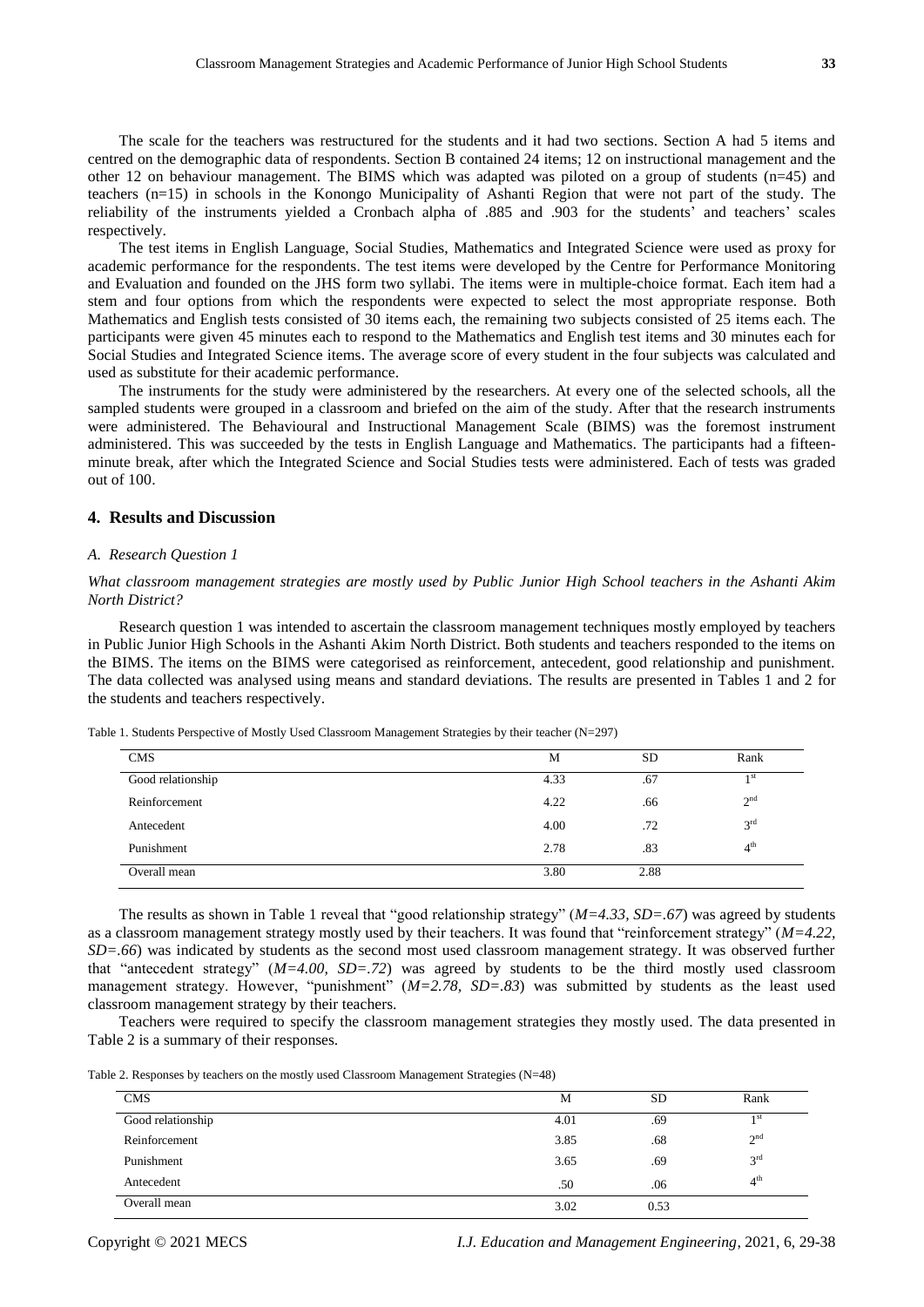The scale for the teachers was restructured for the students and it had two sections. Section A had 5 items and centred on the demographic data of respondents. Section B contained 24 items; 12 on instructional management and the other 12 on behaviour management. The BIMS which was adapted was piloted on a group of students (n=45) and teachers (n=15) in schools in the Konongo Municipality of Ashanti Region that were not part of the study. The reliability of the instruments yielded a Cronbach alpha of .885 and .903 for the students' and teachers' scales respectively.

The test items in English Language, Social Studies, Mathematics and Integrated Science were used as proxy for academic performance for the respondents. The test items were developed by the Centre for Performance Monitoring and Evaluation and founded on the JHS form two syllabi. The items were in multiple-choice format. Each item had a stem and four options from which the respondents were expected to select the most appropriate response. Both Mathematics and English tests consisted of 30 items each, the remaining two subjects consisted of 25 items each. The participants were given 45 minutes each to respond to the Mathematics and English test items and 30 minutes each for Social Studies and Integrated Science items. The average score of every student in the four subjects was calculated and used as substitute for their academic performance.

The instruments for the study were administered by the researchers. At every one of the selected schools, all the sampled students were grouped in a classroom and briefed on the aim of the study. After that the research instruments were administered. The Behavioural and Instructional Management Scale (BIMS) was the foremost instrument administered. This was succeeded by the tests in English Language and Mathematics. The participants had a fifteen-minute break, after which the Integrated Science and Social Studies tests were administered. Each of tests was graded out of 100.

## 4. Results and Discussion

### *A. Research Question 1*

*What classroom management strategies are mostly used by Public Junior High School teachers in the Ashanti Akim North District?*

Research question 1 was intended to ascertain the classroom management techniques mostly employed by teachers in Public Junior High Schools in the Ashanti Akim North District. Both students and teachers responded to the items on the BIMS. The items on the BIMS were categorised as reinforcement, antecedent, good relationship and punishment. The data collected was analysed using means and standard deviations. The results are presented in Tables 1 and 2 for the students and teachers respectively.

Table 1. Students Perspective of Mostly Used Classroom Management Strategies by their teacher (N=297)

| CMS | M | SD | Rank |
|---|---|---|---|
| Good relationship | 4.33 | .67 | 1st |
| Reinforcement | 4.22 | .66 | 2nd |
| Antecedent | 4.00 | .72 | 3rd |
| Punishment | 2.78 | .83 | 4th |
| Overall mean | 3.80 | 2.88 | |

The results as shown in Table 1 reveal that "good relationship strategy" (*M=4.33, SD=.67*) was agreed by students as a classroom management strategy mostly used by their teachers. It was found that "reinforcement strategy" (*M=4.22, SD=.66*) was indicated by students as the second most used classroom management strategy. It was observed further that "antecedent strategy" (*M=4.00, SD=.72*) was agreed by students to be the third mostly used classroom management strategy. However, "punishment" (*M=2.78, SD=.83*) was submitted by students as the least used classroom management strategy by their teachers.

Teachers were required to specify the classroom management strategies they mostly used. The data presented in Table 2 is a summary of their responses.

Table 2. Responses by teachers on the mostly used Classroom Management Strategies (N=48)

| CMS | M | SD | Rank |
|---|---|---|---|
| Good relationship | 4.01 | .69 | 1st |
| Reinforcement | 3.85 | .68 | 2nd |
| Punishment | 3.65 | .69 | 3rd |
| Antecedent | .50 | .06 | 4th |
| Overall mean | 3.02 | 0.53 | |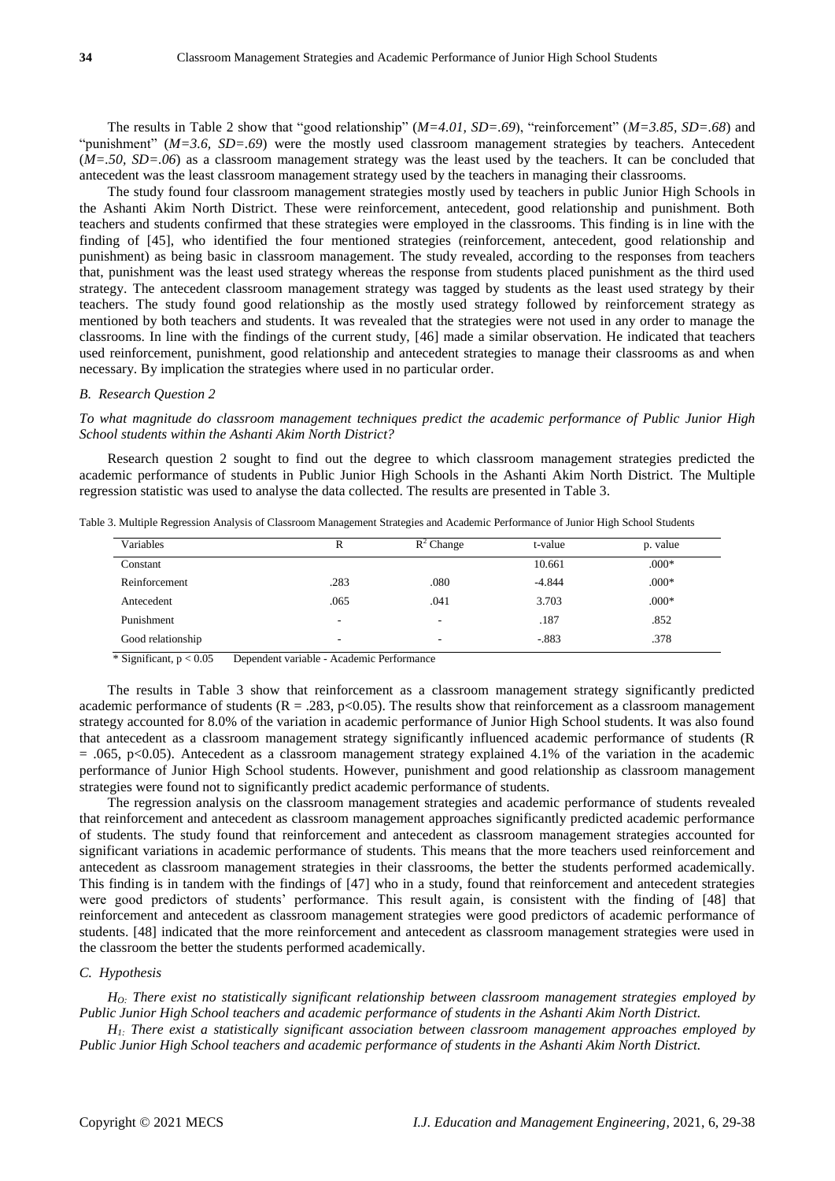The results in Table 2 show that "good relationship" (*M=4.01, SD=.69*), "reinforcement" (*M=3.85, SD=.68*) and "punishment" (*M=3.6, SD=.69*) were the mostly used classroom management strategies by teachers. Antecedent (*M=.50, SD=.06*) as a classroom management strategy was the least used by the teachers. It can be concluded that antecedent was the least classroom management strategy used by the teachers in managing their classrooms.

The study found four classroom management strategies mostly used by teachers in public Junior High Schools in the Ashanti Akim North District. These were reinforcement, antecedent, good relationship and punishment. Both teachers and students confirmed that these strategies were employed in the classrooms. This finding is in line with the finding of [45], who identified the four mentioned strategies (reinforcement, antecedent, good relationship and punishment) as being basic in classroom management. The study revealed, according to the responses from teachers that, punishment was the least used strategy whereas the response from students placed punishment as the third used strategy. The antecedent classroom management strategy was tagged by students as the least used strategy by their teachers. The study found good relationship as the mostly used strategy followed by reinforcement strategy as mentioned by both teachers and students. It was revealed that the strategies were not used in any order to manage the classrooms. In line with the findings of the current study, [46] made a similar observation. He indicated that teachers used reinforcement, punishment, good relationship and antecedent strategies to manage their classrooms as and when necessary. By implication the strategies where used in no particular order.

### *B. Research Question 2*

*To what magnitude do classroom management techniques predict the academic performance of Public Junior High School students within the Ashanti Akim North District?*

Research question 2 sought to find out the degree to which classroom management strategies predicted the academic performance of students in Public Junior High Schools in the Ashanti Akim North District. The Multiple regression statistic was used to analyse the data collected. The results are presented in Table 3.

Table 3. Multiple Regression Analysis of Classroom Management Strategies and Academic Performance of Junior High School Students

| Variables | R | $R^2$ Change | t-value | p. value |
|---|---|---|---|---|
| Constant | | | 10.661 | .000* |
| Reinforcement | .283 | .080 | -4.844 | .000* |
| Antecedent | .065 | .041 | 3.703 | .000* |
| Punishment | - | - | .187 | .852 |
| Good relationship | - | - | -.883 | .378 |

\* Significant, $p < 0.05$ Dependent variable - Academic Performance

The results in Table 3 show that reinforcement as a classroom management strategy significantly predicted academic performance of students ($R = .283$, $p<0.05$). The results show that reinforcement as a classroom management strategy accounted for 8.0% of the variation in academic performance of Junior High School students. It was also found that antecedent as a classroom management strategy significantly influenced academic performance of students ($R = .065$, $p<0.05$). Antecedent as a classroom management strategy explained 4.1% of the variation in the academic performance of Junior High School students. However, punishment and good relationship as classroom management strategies were found not to significantly predict academic performance of students.

The regression analysis on the classroom management strategies and academic performance of students revealed that reinforcement and antecedent as classroom management approaches significantly predicted academic performance of students. The study found that reinforcement and antecedent as classroom management strategies accounted for significant variations in academic performance of students. This means that the more teachers used reinforcement and antecedent as classroom management strategies in their classrooms, the better the students performed academically. This finding is in tandem with the findings of [47] who in a study, found that reinforcement and antecedent strategies were good predictors of students' performance. This result again, is consistent with the finding of [48] that reinforcement and antecedent as classroom management strategies were good predictors of academic performance of students. [48] indicated that the more reinforcement and antecedent as classroom management strategies were used in the classroom the better the students performed academically.

### *C. Hypothesis*

*$H_{O:}$ There exist no statistically significant relationship between classroom management strategies employed by Public Junior High School teachers and academic performance of students in the Ashanti Akim North District.*

*$H_{1:}$ There exist a statistically significant association between classroom management approaches employed by Public Junior High School teachers and academic performance of students in the Ashanti Akim North District.*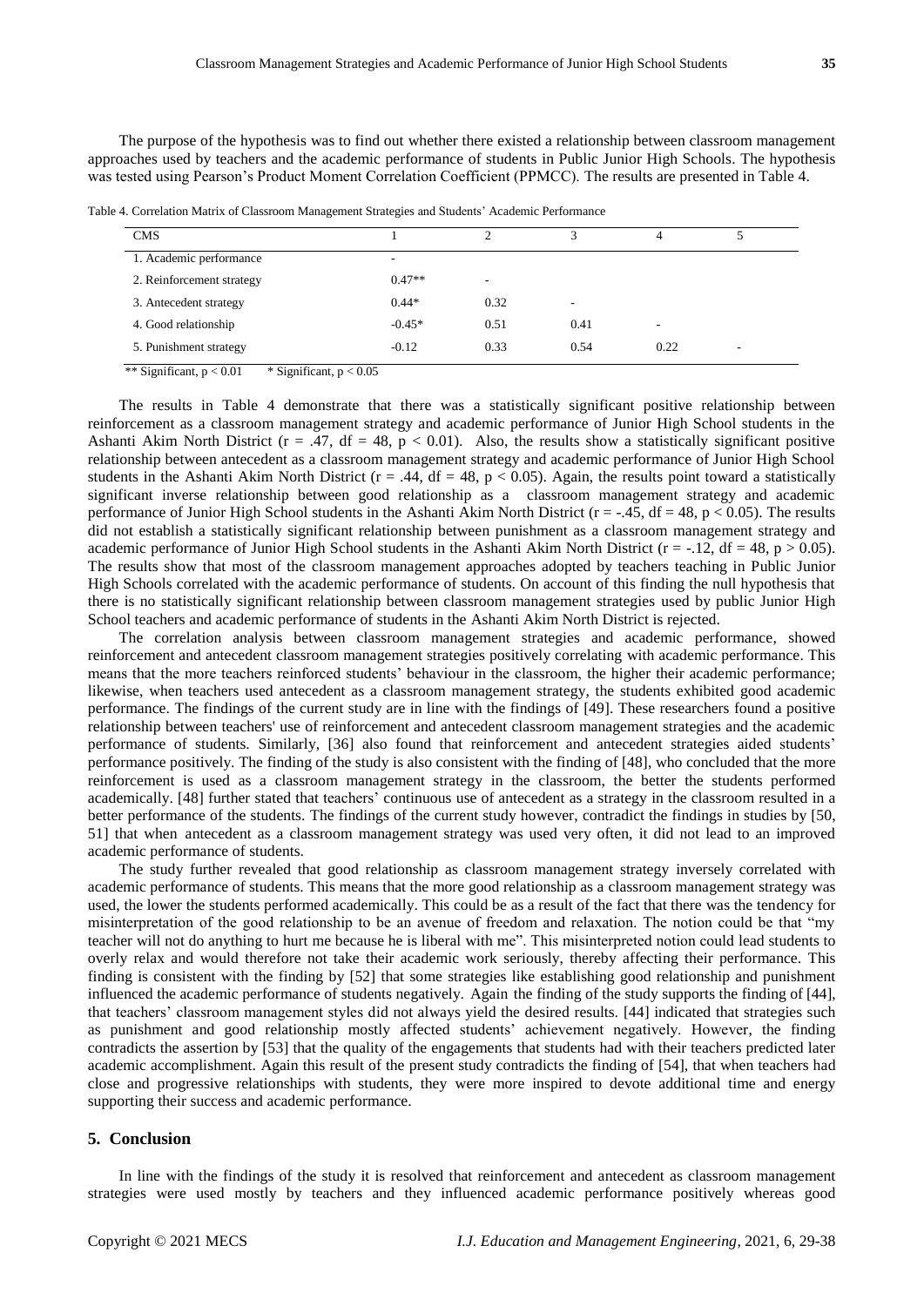The purpose of the hypothesis was to find out whether there existed a relationship between classroom management approaches used by teachers and the academic performance of students in Public Junior High Schools. The hypothesis was tested using Pearson's Product Moment Correlation Coefficient (PPMCC). The results are presented in Table 4.

Table 4. Correlation Matrix of Classroom Management Strategies and Students' Academic Performance

| CMS | 1 | 2 | 3 | 4 | 5 |
|---|---|---|---|---|---|
| 1. Academic performance | - | | | | |
| 2. Reinforcement strategy | 0.47** | - | | | |
| 3. Antecedent strategy | 0.44* | 0.32 | - | | |
| 4. Good relationship | -0.45* | 0.51 | 0.41 | - | |
| 5. Punishment strategy | -0.12 | 0.33 | 0.54 | 0.22 | - |

** Significant, $p < 0.01$ * Significant, $p < 0.05$

The results in Table 4 demonstrate that there was a statistically significant positive relationship between reinforcement as a classroom management strategy and academic performance of Junior High School students in the Ashanti Akim North District ($r = .47$, $df = 48$, $p < 0.01$). Also, the results show a statistically significant positive relationship between antecedent as a classroom management strategy and academic performance of Junior High School students in the Ashanti Akim North District ($r = .44$, $df = 48$, $p < 0.05$). Again, the results point toward a statistically significant inverse relationship between good relationship as a classroom management strategy and academic performance of Junior High School students in the Ashanti Akim North District ($r = -.45$, $df = 48$, $p < 0.05$). The results did not establish a statistically significant relationship between punishment as a classroom management strategy and academic performance of Junior High School students in the Ashanti Akim North District ($r = -.12$, $df = 48$, $p > 0.05$). The results show that most of the classroom management approaches adopted by teachers teaching in Public Junior High Schools correlated with the academic performance of students. On account of this finding the null hypothesis that there is no statistically significant relationship between classroom management strategies used by public Junior High School teachers and academic performance of students in the Ashanti Akim North District is rejected.

The correlation analysis between classroom management strategies and academic performance, showed reinforcement and antecedent classroom management strategies positively correlating with academic performance. This means that the more teachers reinforced students' behaviour in the classroom, the higher their academic performance; likewise, when teachers used antecedent as a classroom management strategy, the students exhibited good academic performance. The findings of the current study are in line with the findings of [49]. These researchers found a positive relationship between teachers' use of reinforcement and antecedent classroom management strategies and the academic performance of students. Similarly, [36] also found that reinforcement and antecedent strategies aided students' performance positively. The finding of the study is also consistent with the finding of [48], who concluded that the more reinforcement is used as a classroom management strategy in the classroom, the better the students performed academically. [48] further stated that teachers' continuous use of antecedent as a strategy in the classroom resulted in a better performance of the students. The findings of the current study however, contradict the findings in studies by [50, 51] that when antecedent as a classroom management strategy was used very often, it did not lead to an improved academic performance of students.

The study further revealed that good relationship as classroom management strategy inversely correlated with academic performance of students. This means that the more good relationship as a classroom management strategy was used, the lower the students performed academically. This could be as a result of the fact that there was the tendency for misinterpretation of the good relationship to be an avenue of freedom and relaxation. The notion could be that "my teacher will not do anything to hurt me because he is liberal with me". This misinterpreted notion could lead students to overly relax and would therefore not take their academic work seriously, thereby affecting their performance. This finding is consistent with the finding by [52] that some strategies like establishing good relationship and punishment influenced the academic performance of students negatively. Again the finding of the study supports the finding of [44], that teachers' classroom management styles did not always yield the desired results. [44] indicated that strategies such as punishment and good relationship mostly affected students' achievement negatively. However, the finding contradicts the assertion by [53] that the quality of the engagements that students had with their teachers predicted later academic accomplishment. Again this result of the present study contradicts the finding of [54], that when teachers had close and progressive relationships with students, they were more inspired to devote additional time and energy supporting their success and academic performance.

## 5. Conclusion

In line with the findings of the study it is resolved that reinforcement and antecedent as classroom management strategies were used mostly by teachers and they influenced academic performance positively whereas good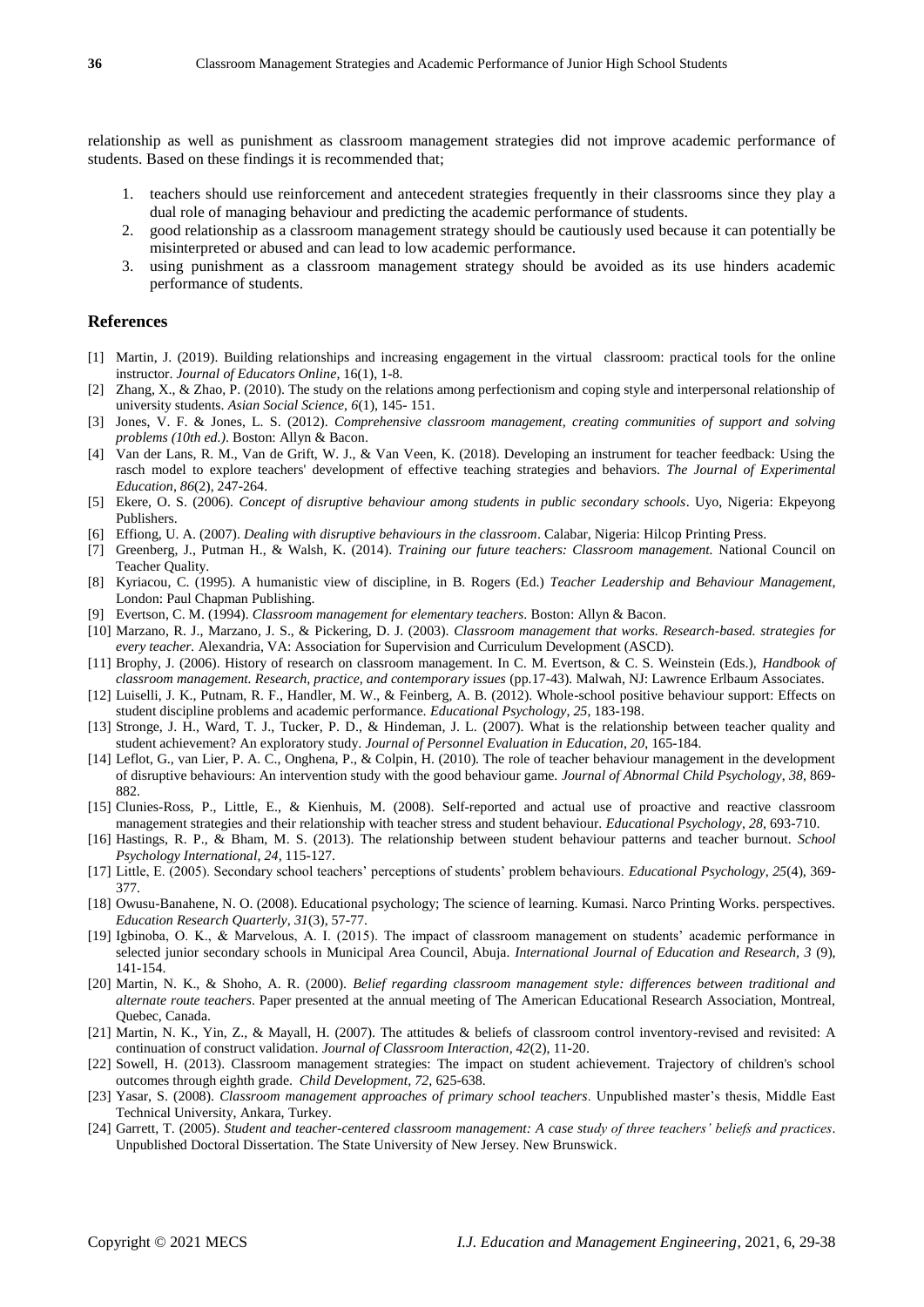relationship as well as punishment as classroom management strategies did not improve academic performance of students. Based on these findings it is recommended that;

1. teachers should use reinforcement and antecedent strategies frequently in their classrooms since they play a dual role of managing behaviour and predicting the academic performance of students.
2. good relationship as a classroom management strategy should be cautiously used because it can potentially be misinterpreted or abused and can lead to low academic performance.
3. using punishment as a classroom management strategy should be avoided as its use hinders academic performance of students.

## References

[1] Martin, J. (2019). Building relationships and increasing engagement in the virtual classroom: practical tools for the online instructor. *Journal of Educators Online*, 16(1), 1-8.

[2] Zhang, X., & Zhao, P. (2010). The study on the relations among perfectionism and coping style and interpersonal relationship of university students. *Asian Social Science, 6*(1), 145- 151.

[3] Jones, V. F. & Jones, L. S. (2012). *Comprehensive classroom management, creating communities of support and solving problems (10th ed.)*. Boston: Allyn & Bacon.

[4] Van der Lans, R. M., Van de Grift, W. J., & Van Veen, K. (2018). Developing an instrument for teacher feedback: Using the rasch model to explore teachers' development of effective teaching strategies and behaviors. *The Journal of Experimental Education*, *86*(2), 247-264.

[5] Ekere, O. S. (2006). *Concept of disruptive behaviour among students in public secondary schools*. Uyo, Nigeria: Ekpeyong Publishers.

[6] Effiong, U. A. (2007). *Dealing with disruptive behaviours in the classroom*. Calabar, Nigeria: Hilcop Printing Press.

[7] Greenberg, J., Putman H., & Walsh, K. (2014). *Training our future teachers: Classroom management.* National Council on Teacher Quality.

[8] Kyriacou, C. (1995). A humanistic view of discipline, in B. Rogers (Ed.) *Teacher Leadership and Behaviour Management*, London: Paul Chapman Publishing.

[9] Evertson, C. M. (1994). *Classroom management for elementary teachers*. Boston: Allyn & Bacon.

[10] Marzano, R. J., Marzano, J. S., & Pickering, D. J. (2003). *Classroom management that works. Research-based. strategies for every teacher.* Alexandria, VA: Association for Supervision and Curriculum Development (ASCD).

[11] Brophy, J. (2006). History of research on classroom management. In C. M. Evertson, & C. S. Weinstein (Eds.), *Handbook of classroom management. Research, practice, and contemporary issues* (pp.17-43). Malwah, NJ: Lawrence Erlbaum Associates.

[12] Luiselli, J. K., Putnam, R. F., Handler, M. W., & Feinberg, A. B. (2012). Whole-school positive behaviour support: Effects on student discipline problems and academic performance. *Educational Psychology*, *25*, 183-198.

[13] Stronge, J. H., Ward, T. J., Tucker, P. D., & Hindeman, J. L. (2007). What is the relationship between teacher quality and student achievement? An exploratory study. *Journal of Personnel Evaluation in Education*, *20*, 165-184.

[14] Leflot, G., van Lier, P. A. C., Onghena, P., & Colpin, H. (2010). The role of teacher behaviour management in the development of disruptive behaviours: An intervention study with the good behaviour game. *Journal of Abnormal Child Psychology*, *38*, 869-882.

[15] Clunies-Ross, P., Little, E., & Kienhuis, M. (2008). Self-reported and actual use of proactive and reactive classroom management strategies and their relationship with teacher stress and student behaviour. *Educational Psychology*, *28*, 693-710.

[16] Hastings, R. P., & Bham, M. S. (2013). The relationship between student behaviour patterns and teacher burnout. *School Psychology International*, *24*, 115-127.

[17] Little, E. (2005). Secondary school teachers' perceptions of students' problem behaviours. *Educational Psychology*, *25*(4), 369-377.

[18] Owusu-Banahene, N. O. (2008). Educational psychology; The science of learning. Kumasi. Narco Printing Works. perspectives. *Education Research Quarterly*, *31*(3), 57-77.

[19] Igbinoba, O. K., & Marvelous, A. I. (2015). The impact of classroom management on students' academic performance in selected junior secondary schools in Municipal Area Council, Abuja. *International Journal of Education and Research, 3* (9), 141-154.

[20] Martin, N. K., & Shoho, A. R. (2000). *Belief regarding classroom management style: differences between traditional and alternate route teachers*. Paper presented at the annual meeting of The American Educational Research Association, Montreal, Quebec, Canada.

[21] Martin, N. K., Yin, Z., & Mayall, H. (2007). The attitudes & beliefs of classroom control inventory-revised and revisited: A continuation of construct validation. *Journal of Classroom Interaction, 42*(2), 11-20.

[22] Sowell, H. (2013). Classroom management strategies: The impact on student achievement. Trajectory of children's school outcomes through eighth grade. *Child Development, 72*, 625-638.

[23] Yasar, S. (2008). *Classroom management approaches of primary school teachers*. Unpublished master's thesis, Middle East Technical University, Ankara, Turkey.

[24] Garrett, T. (2005). *Student and teacher-centered classroom management: A case study of three teachers' beliefs and practices*. Unpublished Doctoral Dissertation. The State University of New Jersey. New Brunswick.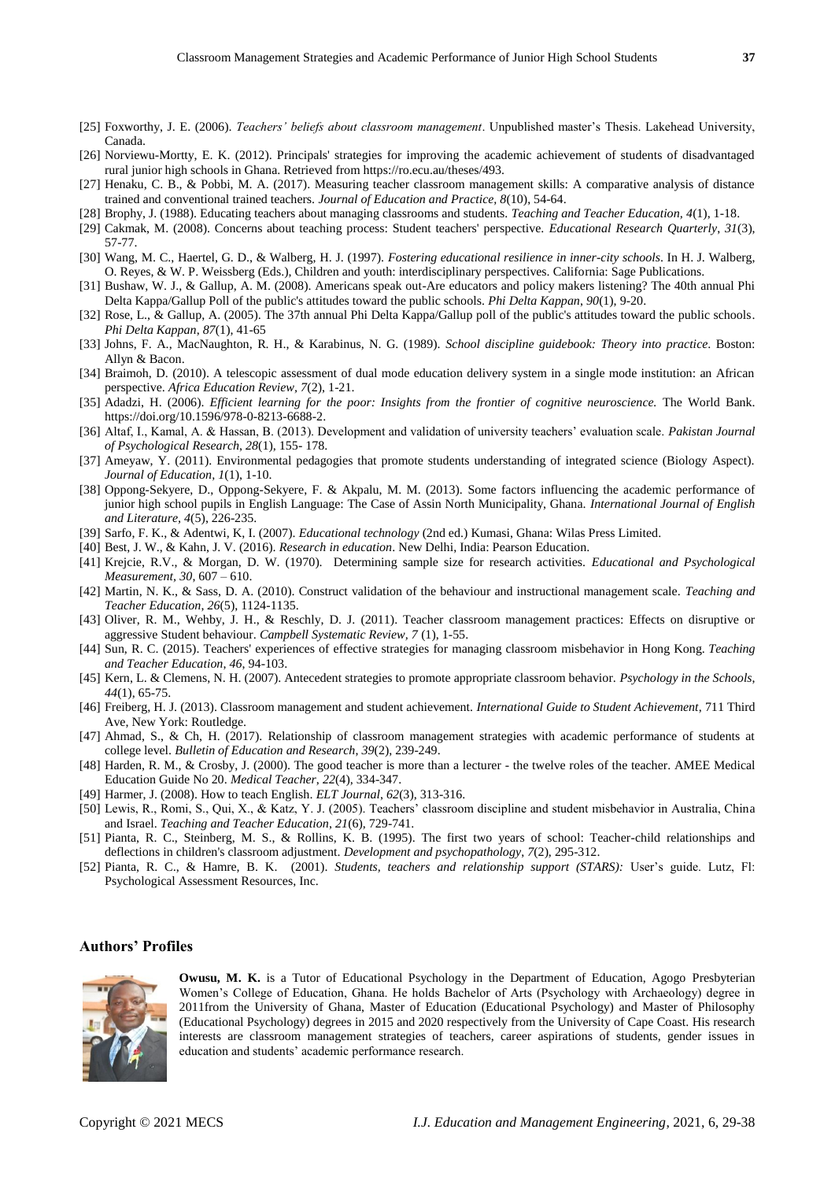[25] Foxworthy, J. E. (2006). *Teachers' beliefs about classroom management*. Unpublished master's Thesis. Lakehead University, Canada.

[26] Norviewu-Mortty, E. K. (2012). Principals' strategies for improving the academic achievement of students of disadvantaged rural junior high schools in Ghana. Retrieved from https://ro.ecu.au/theses/493.

[27] Henaku, C. B., & Pobbi, M. A. (2017). Measuring teacher classroom management skills: A comparative analysis of distance trained and conventional trained teachers. *Journal of Education and Practice*, *8*(10), 54-64.

[28] Brophy, J. (1988). Educating teachers about managing classrooms and students. *Teaching and Teacher Education, 4*(1), 1-18.

[29] Cakmak, M. (2008). Concerns about teaching process: Student teachers' perspective. *Educational Research Quarterly*, *31*(3), 57-77.

[30] Wang, M. C., Haertel, G. D., & Walberg, H. J. (1997). *Fostering educational resilience in inner-city schools*. In H. J. Walberg, O. Reyes, & W. P. Weissberg (Eds.), Children and youth: interdisciplinary perspectives. California: Sage Publications.

[31] Bushaw, W. J., & Gallup, A. M. (2008). Americans speak out-Are educators and policy makers listening? The 40th annual Phi Delta Kappa/Gallup Poll of the public's attitudes toward the public schools. *Phi Delta Kappan*, *90*(1), 9-20.

[32] Rose, L., & Gallup, A. (2005). The 37th annual Phi Delta Kappa/Gallup poll of the public's attitudes toward the public schools. *Phi Delta Kappan*, *87*(1), 41-65

[33] Johns, F. A., MacNaughton, R. H., & Karabinus, N. G. (1989). *School discipline guidebook: Theory into practice*. Boston: Allyn & Bacon.

[34] Braimoh, D. (2010). A telescopic assessment of dual mode education delivery system in a single mode institution: an African perspective. *Africa Education Review*, *7*(2), 1-21.

[35] Adadzi, H. (2006). *Efficient learning for the poor: Insights from the frontier of cognitive neuroscience.* The World Bank. https://doi.org/10.1596/978-0-8213-6688-2.

[36] Altaf, I., Kamal, A. & Hassan, B. (2013). Development and validation of university teachers' evaluation scale. *Pakistan Journal of Psychological Research*, *28*(1), 155- 178.

[37] Ameyaw, Y. (2011). Environmental pedagogies that promote students understanding of integrated science (Biology Aspect). *Journal of Education*, *1*(1), 1-10.

[38] Oppong-Sekyere, D., Oppong-Sekyere, F. & Akpalu, M. M. (2013). Some factors influencing the academic performance of junior high school pupils in English Language: The Case of Assin North Municipality, Ghana. *International Journal of English and Literature*, *4*(5), 226-235.

[39] Sarfo, F. K., & Adentwi, K, I. (2007). *Educational technology* (2nd ed.) Kumasi, Ghana: Wilas Press Limited.

[40] Best, J. W., & Kahn, J. V. (2016). *Research in education*. New Delhi, India: Pearson Education.

[41] Krejcie, R.V., & Morgan, D. W. (1970). Determining sample size for research activities. *Educational and Psychological Measurement*, *30*, 607 – 610.

[42] Martin, N. K., & Sass, D. A. (2010). Construct validation of the behaviour and instructional management scale. *Teaching and Teacher Education*, *26*(5), 1124-1135.

[43] Oliver, R. M., Wehby, J. H., & Reschly, D. J. (2011). Teacher classroom management practices: Effects on disruptive or aggressive Student behaviour. *Campbell Systematic Review*, *7* (1), 1-55.

[44] Sun, R. C. (2015). Teachers' experiences of effective strategies for managing classroom misbehavior in Hong Kong. *Teaching and Teacher Education*, *46*, 94-103.

[45] Kern, L. & Clemens, N. H. (2007). Antecedent strategies to promote appropriate classroom behavior. *Psychology in the Schools*, *44*(1), 65-75.

[46] Freiberg, H. J. (2013). Classroom management and student achievement. *International Guide to Student Achievement*, 711 Third Ave, New York: Routledge.

[47] Ahmad, S., & Ch, H. (2017). Relationship of classroom management strategies with academic performance of students at college level. *Bulletin of Education and Research*, *39*(2), 239-249.

[48] Harden, R. M., & Crosby, J. (2000). The good teacher is more than a lecturer - the twelve roles of the teacher. AMEE Medical Education Guide No 20. *Medical Teacher*, *22*(4), 334-347.

[49] Harmer, J. (2008). How to teach English. *ELT Journal*, *62*(3), 313-316.

[50] Lewis, R., Romi, S., Qui, X., & Katz, Y. J. (2005). Teachers' classroom discipline and student misbehavior in Australia, China and Israel. *Teaching and Teacher Education*, *21*(6), 729-741.

[51] Pianta, R. C., Steinberg, M. S., & Rollins, K. B. (1995). The first two years of school: Teacher-child relationships and deflections in children's classroom adjustment. *Development and psychopathology*, *7*(2), 295-312.

[52] Pianta, R. C., & Hamre, B. K. (2001). *Students, teachers and relationship support (STARS):* User's guide. Lutz, Fl: Psychological Assessment Resources, Inc.

## Authors' Profiles

**Owusu, M. K.** is a Tutor of Educational Psychology in the Department of Education, Agogo Presbyterian Women's College of Education, Ghana. He holds Bachelor of Arts (Psychology with Archaeology) degree in 2011from the University of Ghana, Master of Education (Educational Psychology) and Master of Philosophy (Educational Psychology) degrees in 2015 and 2020 respectively from the University of Cape Coast. His research interests are classroom management strategies of teachers, career aspirations of students, gender issues in education and students' academic performance research.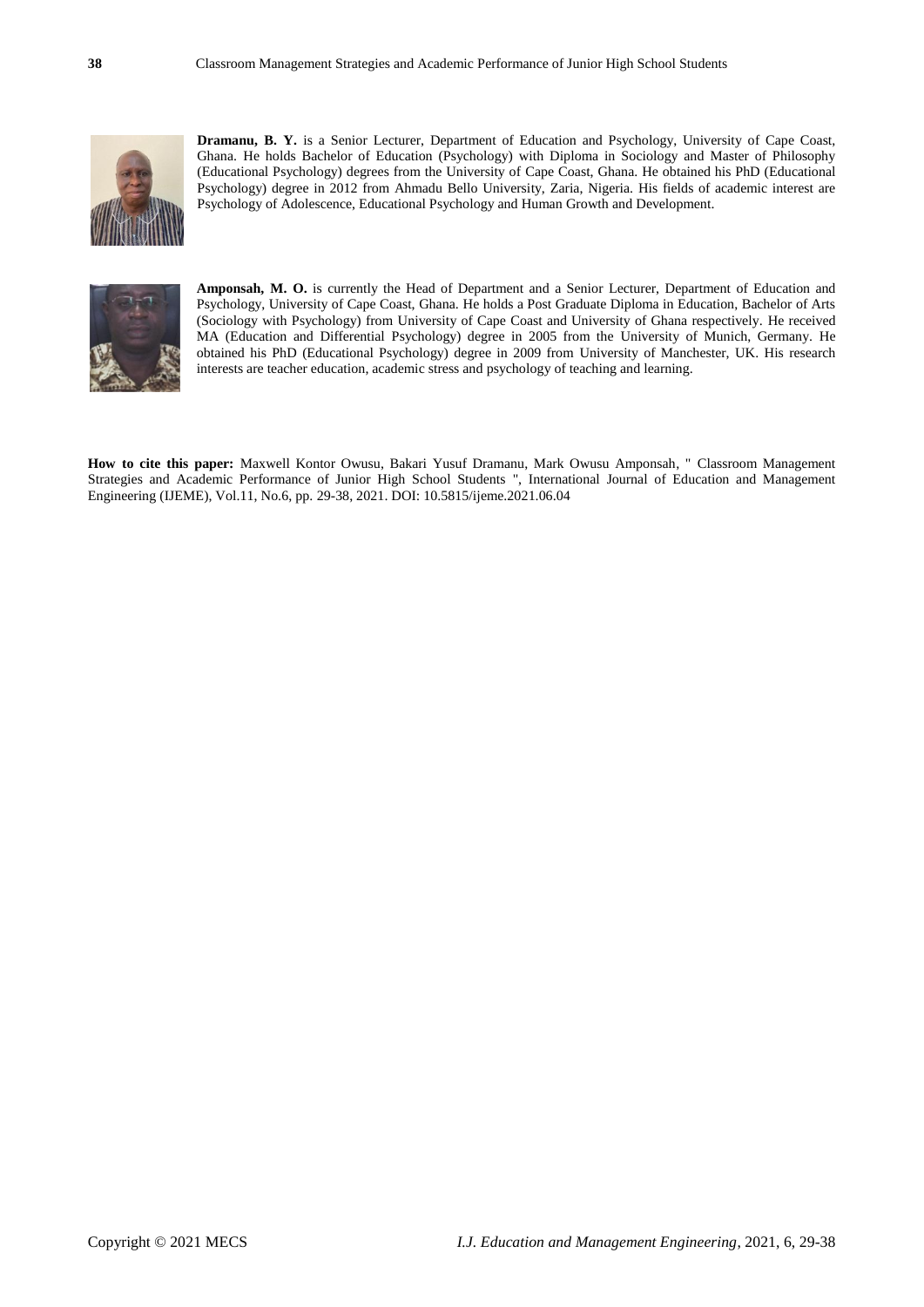**Dramanu, B. Y.** is a Senior Lecturer, Department of Education and Psychology, University of Cape Coast, Ghana. He holds Bachelor of Education (Psychology) with Diploma in Sociology and Master of Philosophy (Educational Psychology) degrees from the University of Cape Coast, Ghana. He obtained his PhD (Educational Psychology) degree in 2012 from Ahmadu Bello University, Zaria, Nigeria. His fields of academic interest are Psychology of Adolescence, Educational Psychology and Human Growth and Development.

**Amponsah, M. O.** is currently the Head of Department and a Senior Lecturer, Department of Education and Psychology, University of Cape Coast, Ghana. He holds a Post Graduate Diploma in Education, Bachelor of Arts (Sociology with Psychology) from University of Cape Coast and University of Ghana respectively. He received MA (Education and Differential Psychology) degree in 2005 from the University of Munich, Germany. He obtained his PhD (Educational Psychology) degree in 2009 from University of Manchester, UK. His research interests are teacher education, academic stress and psychology of teaching and learning.

**How to cite this paper:** Maxwell Kontor Owusu, Bakari Yusuf Dramanu, Mark Owusu Amponsah, " Classroom Management Strategies and Academic Performance of Junior High School Students ", International Journal of Education and Management Engineering (IJEME), Vol.11, No.6, pp. 29-38, 2021. DOI: 10.5815/ijeme.2021.06.04